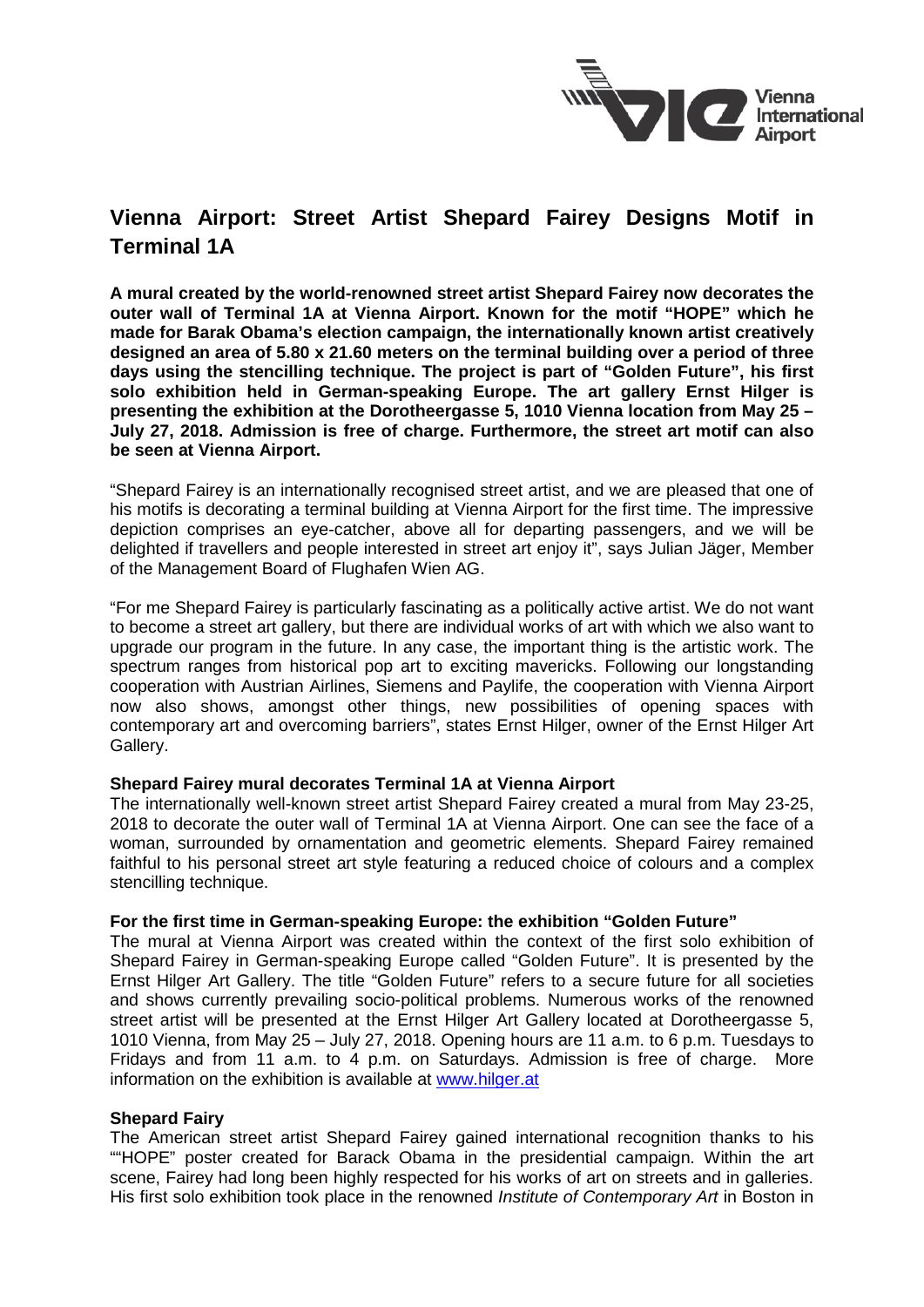# Vienna Airport: Street Artist Shepard Fairey Designs Motif in Terminal 1A

**A mural created by the world-renowned street artist Shepard Fairey now decorates the outer wall of Terminal 1A at Vienna Airport. Known for the motif "HOPE" which he made for Barak Obama's election campaign, the internationally known artist creatively designed an area of 5.80 x 21.60 meters on the terminal building over a period of three days using the stencilling technique. The project is part of "Golden Future", his first solo exhibition held in German-speaking Europe. The art gallery Ernst Hilger is presenting the exhibition at the Dorotheergasse 5, 1010 Vienna location from May 25 – July 27, 2018. Admission is free of charge. Furthermore, the street art motif can also be seen at Vienna Airport.**

"Shepard Fairey is an internationally recognised street artist, and we are pleased that one of his motifs is decorating a terminal building at Vienna Airport for the first time. The impressive depiction comprises an eye-catcher, above all for departing passengers, and we will be delighted if travellers and people interested in street art enjoy it", says Julian Jäger, Member of the Management Board of Flughafen Wien AG.

"For me Shepard Fairey is particularly fascinating as a politically active artist. We do not want to become a street art gallery, but there are individual works of art with which we also want to upgrade our program in the future. In any case, the important thing is the artistic work. The spectrum ranges from historical pop art to exciting mavericks. Following our longstanding cooperation with Austrian Airlines, Siemens and Paylife, the cooperation with Vienna Airport now also shows, amongst other things, new possibilities of opening spaces with contemporary art and overcoming barriers", states Ernst Hilger, owner of the Ernst Hilger Art Gallery.

**Shepard Fairey mural decorates Terminal 1A at Vienna Airport**

The internationally well-known street artist Shepard Fairey created a mural from May 23-25, 2018 to decorate the outer wall of Terminal 1A at Vienna Airport. One can see the face of a woman, surrounded by ornamentation and geometric elements. Shepard Fairey remained faithful to his personal street art style featuring a reduced choice of colours and a complex stencilling technique.

**For the first time in German-speaking Europe: the exhibition "Golden Future"**

The mural at Vienna Airport was created within the context of the first solo exhibition of Shepard Fairey in German-speaking Europe called "Golden Future". It is presented by the Ernst Hilger Art Gallery. The title "Golden Future" refers to a secure future for all societies and shows currently prevailing socio-political problems. Numerous works of the renowned street artist will be presented at the Ernst Hilger Art Gallery located at Dorotheergasse 5, 1010 Vienna, from May 25 – July 27, 2018. Opening hours are 11 a.m. to 6 p.m. Tuesdays to Fridays and from 11 a.m. to 4 p.m. on Saturdays. Admission is free of charge. More information on the exhibition is available at www.hilger.at

**Shepard Fairy**

The American street artist Shepard Fairey gained international recognition thanks to his ""HOPE" poster created for Barack Obama in the presidential campaign. Within the art scene, Fairey had long been highly respected for his works of art on streets and in galleries. His first solo exhibition took place in the renowned *Institute of Contemporary Art* in Boston in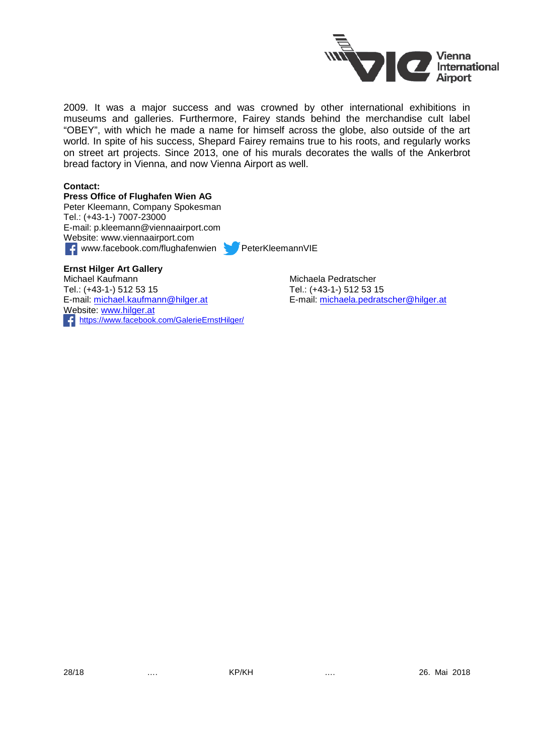2009. It was a major success and was crowned by other international exhibitions in museums and galleries. Furthermore, Fairey stands behind the merchandise cult label "OBEY", with which he made a name for himself across the globe, also outside of the art world. In spite of his success, Shepard Fairey remains true to his roots, and regularly works on street art projects. Since 2013, one of his murals decorates the walls of the Ankerbrot bread factory in Vienna, and now Vienna Airport as well.

**Contact:**
**Press Office of Flughafen Wien AG**
Peter Kleemann, Company Spokesman
Tel.: (+43-1-) 7007-23000
E-mail: p.kleemann@viennaairport.com
Website: www.viennaairport.com
www.facebook.com/flughafenwien PeterKleemannVIE

**Ernst Hilger Art Gallery**
Michael Kaufmann
Tel.: (+43-1-) 512 53 15
E-mail: michael.kaufmann@hilger.at
Website: www.hilger.at
https://www.facebook.com/GalerieErnstHilger/

Michaela Pedratscher
Tel.: (+43-1-) 512 53 15
E-mail: michaela.pedratscher@hilger.at

28/18 …. KP/KH …. 26. Mai 2018